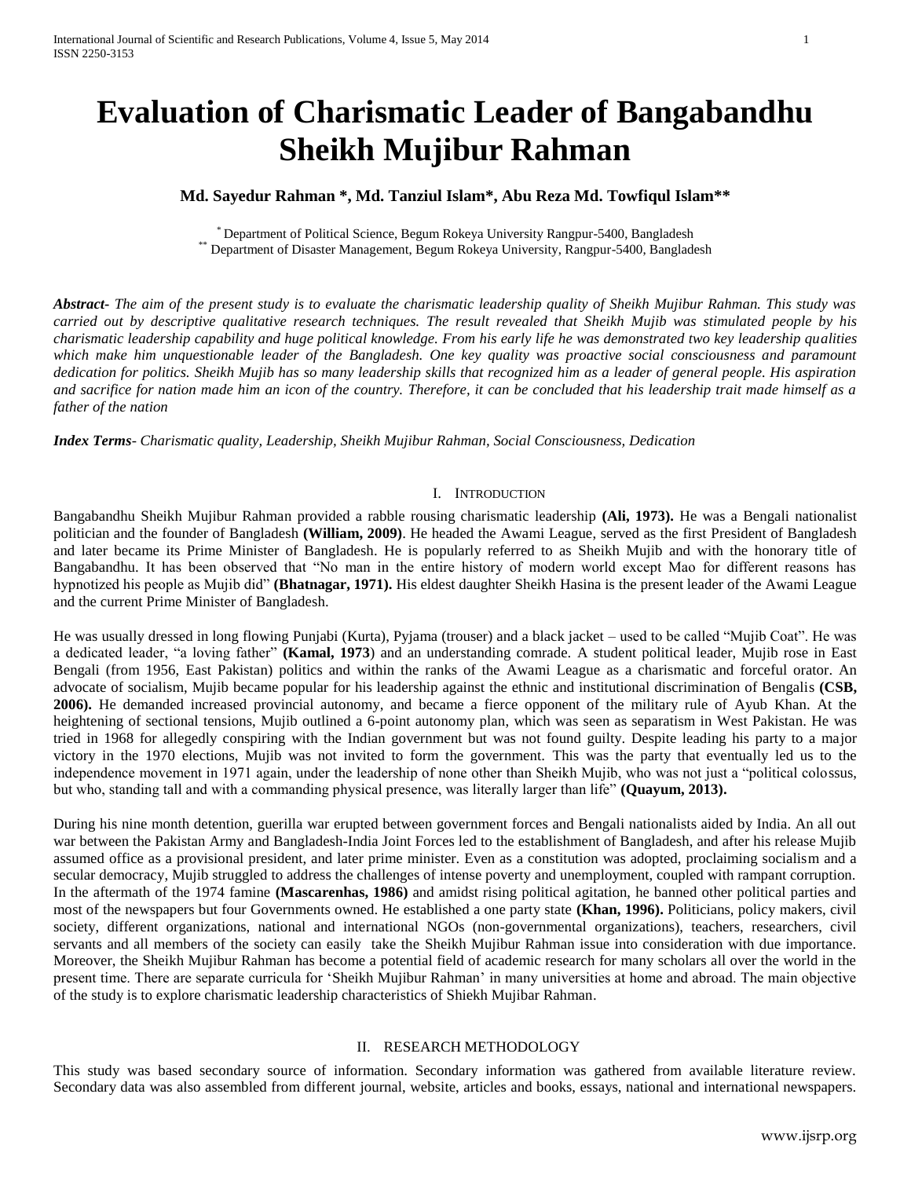# Evaluation of Charismatic Leader of Bangabandhu Sheikh Mujibur Rahman

**Md. Sayedur Rahman \*, Md. Tanziul Islam\*, Abu Reza Md. Towfiqul Islam\*\***

[*] Department of Political Science, Begum Rokeya University Rangpur-5400, Bangladesh
[**] Department of Disaster Management, Begum Rokeya University, Rangpur-5400, Bangladesh

***Abstract***- *The aim of the present study is to evaluate the charismatic leadership quality of Sheikh Mujibur Rahman. This study was carried out by descriptive qualitative research techniques. The result revealed that Sheikh Mujib was stimulated people by his charismatic leadership capability and huge political knowledge. From his early life he was demonstrated two key leadership qualities which make him unquestionable leader of the Bangladesh. One key quality was proactive social consciousness and paramount dedication for politics. Sheikh Mujib has so many leadership skills that recognized him as a leader of general people. His aspiration and sacrifice for nation made him an icon of the country. Therefore, it can be concluded that his leadership trait made himself as a father of the nation*

***Index Terms***- *Charismatic quality, Leadership, Sheikh Mujibur Rahman, Social Consciousness, Dedication*

## I. Introduction

Bangabandhu Sheikh Mujibur Rahman provided a rabble rousing charismatic leadership **(Ali, 1973).** He was a Bengali nationalist politician and the founder of Bangladesh **(William, 2009)**. He headed the Awami League, served as the first President of Bangladesh and later became its Prime Minister of Bangladesh. He is popularly referred to as Sheikh Mujib and with the honorary title of Bangabandhu. It has been observed that "No man in the entire history of modern world except Mao for different reasons has hypnotized his people as Mujib did" **(Bhatnagar, 1971).** His eldest daughter Sheikh Hasina is the present leader of the Awami League and the current Prime Minister of Bangladesh.

He was usually dressed in long flowing Punjabi (Kurta), Pyjama (trouser) and a black jacket – used to be called "Mujib Coat". He was a dedicated leader, "a loving father" (**Kamal, 1973**) and an understanding comrade. A student political leader, Mujib rose in East Bengali (from 1956, East Pakistan) politics and within the ranks of the Awami League as a charismatic and forceful orator. An advocate of socialism, Mujib became popular for his leadership against the ethnic and institutional discrimination of Bengalis **(CSB, 2006).** He demanded increased provincial autonomy, and became a fierce opponent of the military rule of Ayub Khan. At the heightening of sectional tensions, Mujib outlined a 6-point autonomy plan, which was seen as separatism in West Pakistan. He was tried in 1968 for allegedly conspiring with the Indian government but was not found guilty. Despite leading his party to a major victory in the 1970 elections, Mujib was not invited to form the government. This was the party that eventually led us to the independence movement in 1971 again, under the leadership of none other than Sheikh Mujib, who was not just a "political colossus, but who, standing tall and with a commanding physical presence, was literally larger than life" **(Quayum, 2013).**

During his nine month detention, guerilla war erupted between government forces and Bengali nationalists aided by India. An all out war between the Pakistan Army and Bangladesh-India Joint Forces led to the establishment of Bangladesh, and after his release Mujib assumed office as a provisional president, and later prime minister. Even as a constitution was adopted, proclaiming socialism and a secular democracy, Mujib struggled to address the challenges of intense poverty and unemployment, coupled with rampant corruption. In the aftermath of the 1974 famine **(Mascarenhas, 1986)** and amidst rising political agitation, he banned other political parties and most of the newspapers but four Governments owned. He established a one party state **(Khan, 1996).** Politicians, policy makers, civil society, different organizations, national and international NGOs (non-governmental organizations), teachers, researchers, civil servants and all members of the society can easily take the Sheikh Mujibur Rahman issue into consideration with due importance. Moreover, the Sheikh Mujibur Rahman has become a potential field of academic research for many scholars all over the world in the present time. There are separate curricula for 'Sheikh Mujibur Rahman' in many universities at home and abroad. The main objective of the study is to explore charismatic leadership characteristics of Shiekh Mujibar Rahman.

## II. Research Methodology

This study was based secondary source of information. Secondary information was gathered from available literature review. Secondary data was also assembled from different journal, website, articles and books, essays, national and international newspapers.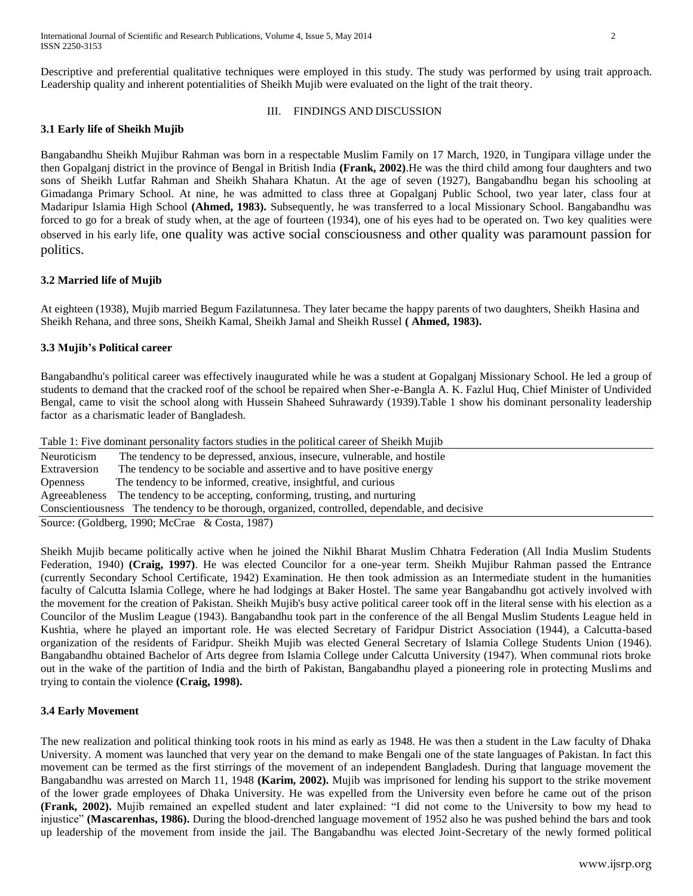Descriptive and preferential qualitative techniques were employed in this study. The study was performed by using trait approach. Leadership quality and inherent potentialities of Sheikh Mujib were evaluated on the light of the trait theory.

## III. FINDINGS AND DISCUSSION

### 3.1 Early life of Sheikh Mujib

Bangabandhu Sheikh Mujibur Rahman was born in a respectable Muslim Family on 17 March, 1920, in Tungipara village under the then Gopalganj district in the province of Bengal in British India **(Frank, 2002)**.He was the third child among four daughters and two sons of Sheikh Lutfar Rahman and Sheikh Shahara Khatun. At the age of seven (1927), Bangabandhu began his schooling at Gimadanga Primary School. At nine, he was admitted to class three at Gopalganj Public School, two year later, class four at Madaripur Islamia High School **(Ahmed, 1983).** Subsequently, he was transferred to a local Missionary School. Bangabandhu was forced to go for a break of study when, at the age of fourteen (1934), one of his eyes had to be operated on. Two key qualities were observed in his early life, one quality was active social consciousness and other quality was paramount passion for politics.

### 3.2 Married life of Mujib

At eighteen (1938), Mujib married Begum Fazilatunnesa. They later became the happy parents of two daughters, Sheikh Hasina and Sheikh Rehana, and three sons, Sheikh Kamal, Sheikh Jamal and Sheikh Russel **( Ahmed, 1983).**

### 3.3 Mujib's Political career

Bangabandhu's political career was effectively inaugurated while he was a student at Gopalganj Missionary School. He led a group of students to demand that the cracked roof of the school be repaired when Sher-e-Bangla A. K. Fazlul Huq, Chief Minister of Undivided Bengal, came to visit the school along with Hussein Shaheed Suhrawardy (1939).Table 1 show his dominant personality leadership factor as a charismatic leader of Bangladesh.

Table 1: Five dominant personality factors studies in the political career of Sheikh Mujib

| Factor | Description |
|---|---|
| Neuroticism | The tendency to be depressed, anxious, insecure, vulnerable, and hostile |
| Extraversion | The tendency to be sociable and assertive and to have positive energy |
| Openness | The tendency to be informed, creative, insightful, and curious |
| Agreeableness | The tendency to be accepting, conforming, trusting, and nurturing |
| Conscientiousness | The tendency to be thorough, organized, controlled, dependable, and decisive |

Source: (Goldberg, 1990; McCrae & Costa, 1987)

Sheikh Mujib became politically active when he joined the Nikhil Bharat Muslim Chhatra Federation (All India Muslim Students Federation, 1940) **(Craig, 1997)**. He was elected Councilor for a one-year term. Sheikh Mujibur Rahman passed the Entrance (currently Secondary School Certificate, 1942) Examination. He then took admission as an Intermediate student in the humanities faculty of Calcutta Islamia College, where he had lodgings at Baker Hostel. The same year Bangabandhu got actively involved with the movement for the creation of Pakistan. Sheikh Mujib's busy active political career took off in the literal sense with his election as a Councilor of the Muslim League (1943). Bangabandhu took part in the conference of the all Bengal Muslim Students League held in Kushtia, where he played an important role. He was elected Secretary of Faridpur District Association (1944), a Calcutta-based organization of the residents of Faridpur. Sheikh Mujib was elected General Secretary of Islamia College Students Union (1946). Bangabandhu obtained Bachelor of Arts degree from Islamia College under Calcutta University (1947). When communal riots broke out in the wake of the partition of India and the birth of Pakistan, Bangabandhu played a pioneering role in protecting Muslims and trying to contain the violence **(Craig, 1998).**

### 3.4 Early Movement

The new realization and political thinking took roots in his mind as early as 1948. He was then a student in the Law faculty of Dhaka University. A moment was launched that very year on the demand to make Bengali one of the state languages of Pakistan. In fact this movement can be termed as the first stirrings of the movement of an independent Bangladesh. During that language movement the Bangabandhu was arrested on March 11, 1948 **(Karim, 2002).** Mujib was imprisoned for lending his support to the strike movement of the lower grade employees of Dhaka University. He was expelled from the University even before he came out of the prison **(Frank, 2002).** Mujib remained an expelled student and later explained: "I did not come to the University to bow my head to injustice" **(Mascarenhas, 1986).** During the blood-drenched language movement of 1952 also he was pushed behind the bars and took up leadership of the movement from inside the jail. The Bangabandhu was elected Joint-Secretary of the newly formed political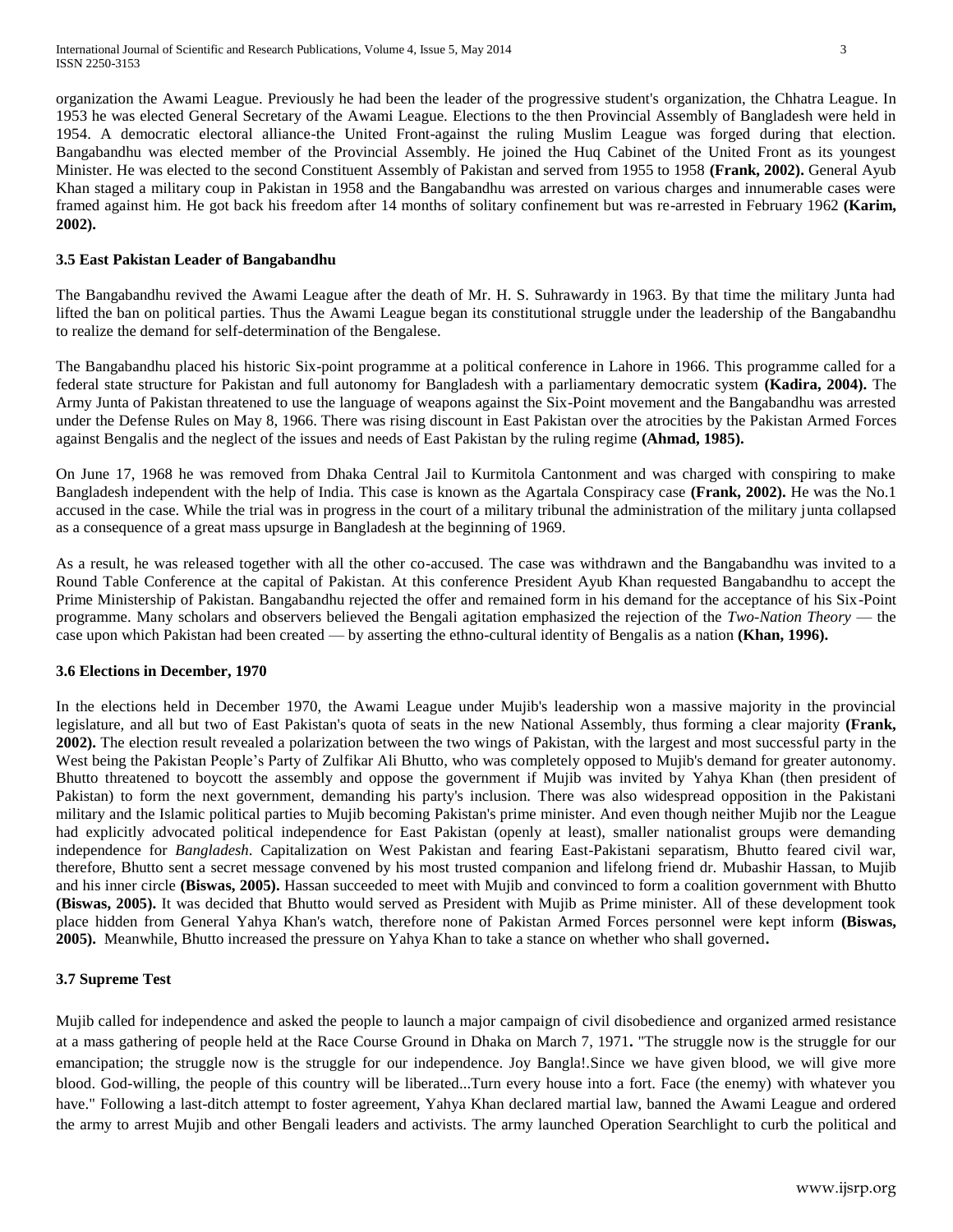organization the Awami League. Previously he had been the leader of the progressive student's organization, the Chhatra League. In 1953 he was elected General Secretary of the Awami League. Elections to the then Provincial Assembly of Bangladesh were held in 1954. A democratic electoral alliance-the United Front-against the ruling Muslim League was forged during that election. Bangabandhu was elected member of the Provincial Assembly. He joined the Huq Cabinet of the United Front as its youngest Minister. He was elected to the second Constituent Assembly of Pakistan and served from 1955 to 1958 **(Frank, 2002).** General Ayub Khan staged a military coup in Pakistan in 1958 and the Bangabandhu was arrested on various charges and innumerable cases were framed against him. He got back his freedom after 14 months of solitary confinement but was re-arrested in February 1962 **(Karim, 2002).**

### 3.5 East Pakistan Leader of Bangabandhu

The Bangabandhu revived the Awami League after the death of Mr. H. S. Suhrawardy in 1963. By that time the military Junta had lifted the ban on political parties. Thus the Awami League began its constitutional struggle under the leadership of the Bangabandhu to realize the demand for self-determination of the Bengalese.

The Bangabandhu placed his historic Six-point programme at a political conference in Lahore in 1966. This programme called for a federal state structure for Pakistan and full autonomy for Bangladesh with a parliamentary democratic system **(Kadira, 2004).** The Army Junta of Pakistan threatened to use the language of weapons against the Six-Point movement and the Bangabandhu was arrested under the Defense Rules on May 8, 1966. There was rising discount in East Pakistan over the atrocities by the Pakistan Armed Forces against Bengalis and the neglect of the issues and needs of East Pakistan by the ruling regime **(Ahmad, 1985).**

On June 17, 1968 he was removed from Dhaka Central Jail to Kurmitola Cantonment and was charged with conspiring to make Bangladesh independent with the help of India. This case is known as the Agartala Conspiracy case **(Frank, 2002).** He was the No.1 accused in the case. While the trial was in progress in the court of a military tribunal the administration of the military junta collapsed as a consequence of a great mass upsurge in Bangladesh at the beginning of 1969.

As a result, he was released together with all the other co-accused. The case was withdrawn and the Bangabandhu was invited to a Round Table Conference at the capital of Pakistan. At this conference President Ayub Khan requested Bangabandhu to accept the Prime Ministership of Pakistan. Bangabandhu rejected the offer and remained form in his demand for the acceptance of his Six-Point programme. Many scholars and observers believed the Bengali agitation emphasized the rejection of the *Two-Nation Theory* — the case upon which Pakistan had been created — by asserting the ethno-cultural identity of Bengalis as a nation **(Khan, 1996).**

### 3.6 Elections in December, 1970

In the elections held in December 1970, the Awami League under Mujib's leadership won a massive majority in the provincial legislature, and all but two of East Pakistan's quota of seats in the new National Assembly, thus forming a clear majority **(Frank, 2002).** The election result revealed a polarization between the two wings of Pakistan, with the largest and most successful party in the West being the Pakistan People's Party of Zulfikar Ali Bhutto, who was completely opposed to Mujib's demand for greater autonomy. Bhutto threatened to boycott the assembly and oppose the government if Mujib was invited by Yahya Khan (then president of Pakistan) to form the next government, demanding his party's inclusion. There was also widespread opposition in the Pakistani military and the Islamic political parties to Mujib becoming Pakistan's prime minister. And even though neither Mujib nor the League had explicitly advocated political independence for East Pakistan (openly at least), smaller nationalist groups were demanding independence for *Bangladesh*. Capitalization on West Pakistan and fearing East-Pakistani separatism, Bhutto feared civil war, therefore, Bhutto sent a secret message convened by his most trusted companion and lifelong friend dr. Mubashir Hassan, to Mujib and his inner circle **(Biswas, 2005).** Hassan succeeded to meet with Mujib and convinced to form a coalition government with Bhutto **(Biswas, 2005).** It was decided that Bhutto would served as President with Mujib as Prime minister. All of these development took place hidden from General Yahya Khan's watch, therefore none of Pakistan Armed Forces personnel were kept inform **(Biswas, 2005).** Meanwhile, Bhutto increased the pressure on Yahya Khan to take a stance on whether who shall governed.

### 3.7 Supreme Test

Mujib called for independence and asked the people to launch a major campaign of civil disobedience and organized armed resistance at a mass gathering of people held at the Race Course Ground in Dhaka on March 7, 1971. "The struggle now is the struggle for our emancipation; the struggle now is the struggle for our independence. Joy Bangla!.Since we have given blood, we will give more blood. God-willing, the people of this country will be liberated...Turn every house into a fort. Face (the enemy) with whatever you have." Following a last-ditch attempt to foster agreement, Yahya Khan declared martial law, banned the Awami League and ordered the army to arrest Mujib and other Bengali leaders and activists. The army launched Operation Searchlight to curb the political and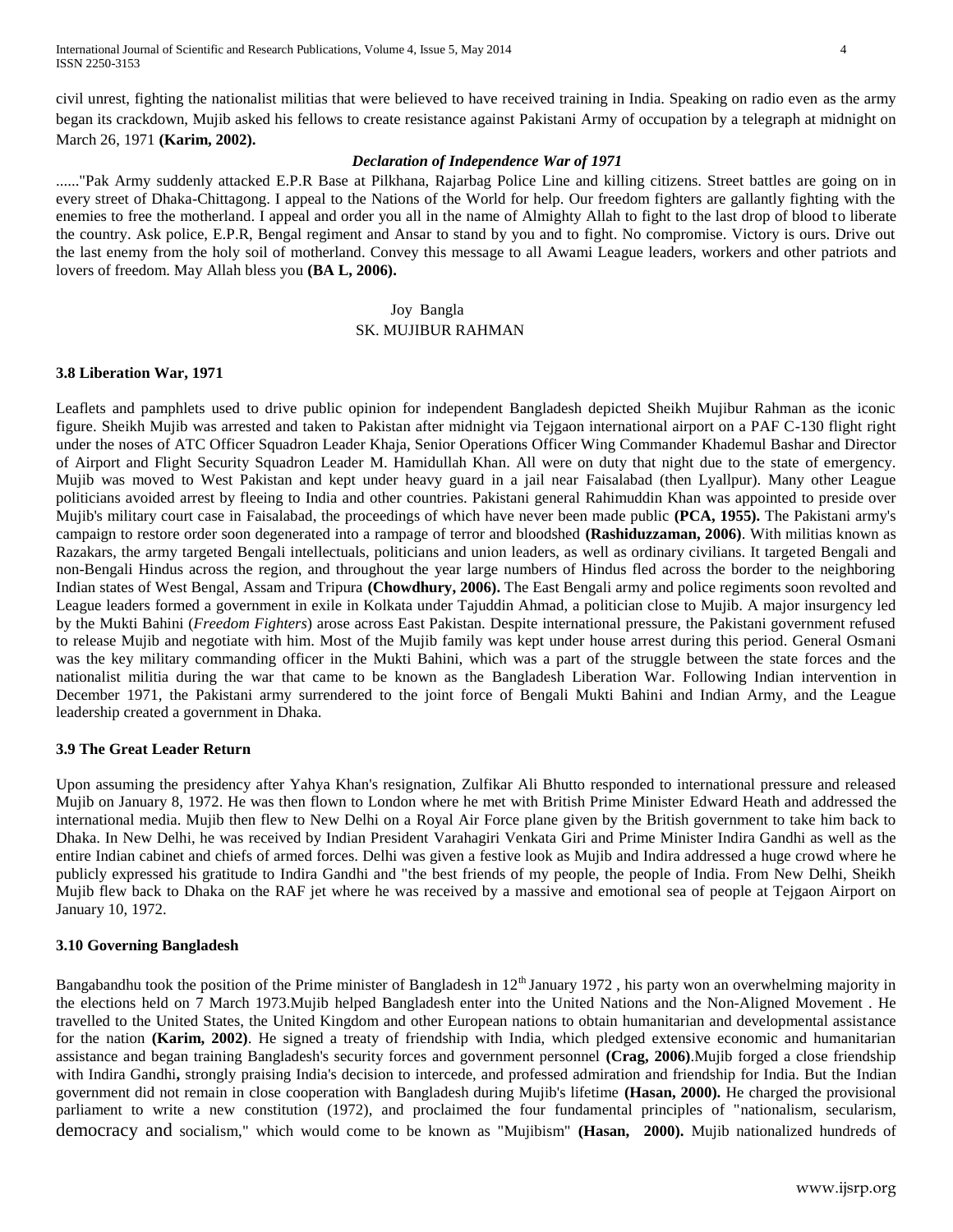civil unrest, fighting the nationalist militias that were believed to have received training in India. Speaking on radio even as the army began its crackdown, Mujib asked his fellows to create resistance against Pakistani Army of occupation by a telegraph at midnight on March 26, 1971 **(Karim, 2002).**

***Declaration of Independence War of 1971***

......"Pak Army suddenly attacked E.P.R Base at Pilkhana, Rajarbag Police Line and killing citizens. Street battles are going on in every street of Dhaka-Chittagong. I appeal to the Nations of the World for help. Our freedom fighters are gallantly fighting with the enemies to free the motherland. I appeal and order you all in the name of Almighty Allah to fight to the last drop of blood to liberate the country. Ask police, E.P.R, Bengal regiment and Ansar to stand by you and to fight. No compromise. Victory is ours. Drive out the last enemy from the holy soil of motherland. Convey this message to all Awami League leaders, workers and other patriots and lovers of freedom. May Allah bless you **(BA L, 2006).**

Joy Bangla
SK. MUJIBUR RAHMAN

### 3.8 Liberation War, 1971

Leaflets and pamphlets used to drive public opinion for independent Bangladesh depicted Sheikh Mujibur Rahman as the iconic figure. Sheikh Mujib was arrested and taken to Pakistan after midnight via Tejgaon international airport on a PAF C-130 flight right under the noses of ATC Officer Squadron Leader Khaja, Senior Operations Officer Wing Commander Khademul Bashar and Director of Airport and Flight Security Squadron Leader M. Hamidullah Khan. All were on duty that night due to the state of emergency. Mujib was moved to West Pakistan and kept under heavy guard in a jail near Faisalabad (then Lyallpur). Many other League politicians avoided arrest by fleeing to India and other countries. Pakistani general Rahimuddin Khan was appointed to preside over Mujib's military court case in Faisalabad, the proceedings of which have never been made public **(PCA, 1955).** The Pakistani army's campaign to restore order soon degenerated into a rampage of terror and bloodshed **(Rashiduzzaman, 2006)**. With militias known as Razakars, the army targeted Bengali intellectuals, politicians and union leaders, as well as ordinary civilians. It targeted Bengali and non-Bengali Hindus across the region, and throughout the year large numbers of Hindus fled across the border to the neighboring Indian states of West Bengal, Assam and Tripura **(Chowdhury, 2006).** The East Bengali army and police regiments soon revolted and League leaders formed a government in exile in Kolkata under Tajuddin Ahmad, a politician close to Mujib. A major insurgency led by the Mukti Bahini (*Freedom Fighters*) arose across East Pakistan. Despite international pressure, the Pakistani government refused to release Mujib and negotiate with him. Most of the Mujib family was kept under house arrest during this period. General Osmani was the key military commanding officer in the Mukti Bahini, which was a part of the struggle between the state forces and the nationalist militia during the war that came to be known as the Bangladesh Liberation War. Following Indian intervention in December 1971, the Pakistani army surrendered to the joint force of Bengali Mukti Bahini and Indian Army, and the League leadership created a government in Dhaka.

### 3.9 The Great Leader Return

Upon assuming the presidency after Yahya Khan's resignation, Zulfikar Ali Bhutto responded to international pressure and released Mujib on January 8, 1972. He was then flown to London where he met with British Prime Minister Edward Heath and addressed the international media. Mujib then flew to New Delhi on a Royal Air Force plane given by the British government to take him back to Dhaka. In New Delhi, he was received by Indian President Varahagiri Venkata Giri and Prime Minister Indira Gandhi as well as the entire Indian cabinet and chiefs of armed forces. Delhi was given a festive look as Mujib and Indira addressed a huge crowd where he publicly expressed his gratitude to Indira Gandhi and "the best friends of my people, the people of India. From New Delhi, Sheikh Mujib flew back to Dhaka on the RAF jet where he was received by a massive and emotional sea of people at Tejgaon Airport on January 10, 1972.

### 3.10 Governing Bangladesh

Bangabandhu took the position of the Prime minister of Bangladesh in 12th January 1972 , his party won an overwhelming majority in the elections held on 7 March 1973.Mujib helped Bangladesh enter into the United Nations and the Non-Aligned Movement . He travelled to the United States, the United Kingdom and other European nations to obtain humanitarian and developmental assistance for the nation **(Karim, 2002)**. He signed a treaty of friendship with India, which pledged extensive economic and humanitarian assistance and began training Bangladesh's security forces and government personnel **(Crag, 2006)**.Mujib forged a close friendship with Indira Gandhi**,** strongly praising India's decision to intercede, and professed admiration and friendship for India. But the Indian government did not remain in close cooperation with Bangladesh during Mujib's lifetime **(Hasan, 2000).** He charged the provisional parliament to write a new constitution (1972), and proclaimed the four fundamental principles of "nationalism, secularism, democracy and socialism," which would come to be known as "Mujibism" **(Hasan, 2000).** Mujib nationalized hundreds of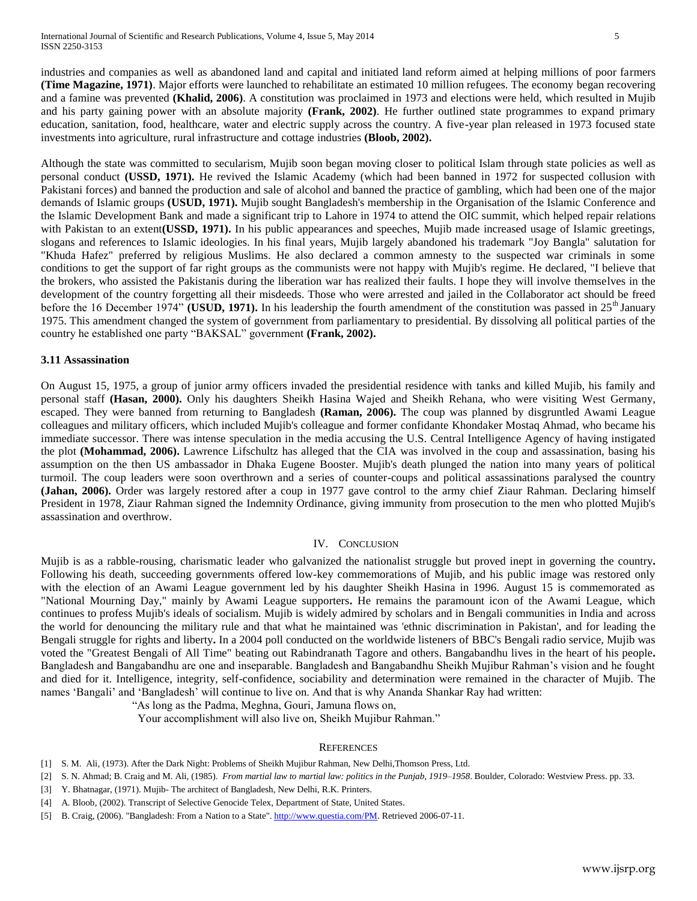industries and companies as well as abandoned land and capital and initiated land reform aimed at helping millions of poor farmers **(Time Magazine, 1971)**. Major efforts were launched to rehabilitate an estimated 10 million refugees. The economy began recovering and a famine was prevented **(Khalid, 2006)**. A constitution was proclaimed in 1973 and elections were held, which resulted in Mujib and his party gaining power with an absolute majority **(Frank, 2002)**. He further outlined state programmes to expand primary education, sanitation, food, healthcare, water and electric supply across the country. A five-year plan released in 1973 focused state investments into agriculture, rural infrastructure and cottage industries **(Bloob, 2002).**

Although the state was committed to secularism, Mujib soon began moving closer to political Islam through state policies as well as personal conduct **(USSD, 1971).** He revived the Islamic Academy (which had been banned in 1972 for suspected collusion with Pakistani forces) and banned the production and sale of alcohol and banned the practice of gambling, which had been one of the major demands of Islamic groups **(USUD, 1971).** Mujib sought Bangladesh's membership in the Organisation of the Islamic Conference and the Islamic Development Bank and made a significant trip to Lahore in 1974 to attend the OIC summit, which helped repair relations with Pakistan to an extent**(USSD, 1971).** In his public appearances and speeches, Mujib made increased usage of Islamic greetings, slogans and references to Islamic ideologies. In his final years, Mujib largely abandoned his trademark "Joy Bangla" salutation for "Khuda Hafez" preferred by religious Muslims. He also declared a common amnesty to the suspected war criminals in some conditions to get the support of far right groups as the communists were not happy with Mujib's regime. He declared, "I believe that the brokers, who assisted the Pakistanis during the liberation war has realized their faults. I hope they will involve themselves in the development of the country forgetting all their misdeeds. Those who were arrested and jailed in the Collaborator act should be freed before the 16 December 1974" **(USUD, 1971).** In his leadership the fourth amendment of the constitution was passed in 25th January 1975. This amendment changed the system of government from parliamentary to presidential. By dissolving all political parties of the country he established one party "BAKSAL" government **(Frank, 2002).**

### 3.11 Assassination

On August 15, 1975, a group of junior army officers invaded the presidential residence with tanks and killed Mujib, his family and personal staff **(Hasan, 2000).** Only his daughters Sheikh Hasina Wajed and Sheikh Rehana, who were visiting West Germany, escaped. They were banned from returning to Bangladesh **(Raman, 2006).** The coup was planned by disgruntled Awami League colleagues and military officers, which included Mujib's colleague and former confidante Khondaker Mostaq Ahmad, who became his immediate successor. There was intense speculation in the media accusing the U.S. Central Intelligence Agency of having instigated the plot **(Mohammad, 2006).** Lawrence Lifschultz has alleged that the CIA was involved in the coup and assassination, basing his assumption on the then US ambassador in Dhaka Eugene Booster. Mujib's death plunged the nation into many years of political turmoil. The coup leaders were soon overthrown and a series of counter-coups and political assassinations paralysed the country **(Jahan, 2006).** Order was largely restored after a coup in 1977 gave control to the army chief Ziaur Rahman. Declaring himself President in 1978, Ziaur Rahman signed the Indemnity Ordinance, giving immunity from prosecution to the men who plotted Mujib's assassination and overthrow.

## IV. Conclusion

Mujib is as a rabble-rousing, charismatic leader who galvanized the nationalist struggle but proved inept in governing the country**.** Following his death, succeeding governments offered low-key commemorations of Mujib, and his public image was restored only with the election of an Awami League government led by his daughter Sheikh Hasina in 1996. August 15 is commemorated as "National Mourning Day," mainly by Awami League supporters**.** He remains the paramount icon of the Awami League, which continues to profess Mujib's ideals of socialism. Mujib is widely admired by scholars and in Bengali communities in India and across the world for denouncing the military rule and that what he maintained was 'ethnic discrimination in Pakistan', and for leading the Bengali struggle for rights and liberty**.** In a 2004 poll conducted on the worldwide listeners of BBC's Bengali radio service, Mujib was voted the "Greatest Bengali of All Time" beating out Rabindranath Tagore and others. Bangabandhu lives in the heart of his people**.** Bangladesh and Bangabandhu are one and inseparable. Bangladesh and Bangabandhu Sheikh Mujibur Rahman's vision and he fought and died for it. Intelligence, integrity, self-confidence, sociability and determination were remained in the character of Mujib. The names 'Bangali' and 'Bangladesh' will continue to live on. And that is why Ananda Shankar Ray had written:

"As long as the Padma, Meghna, Gouri, Jamuna flows on,
Your accomplishment will also live on, Sheikh Mujibur Rahman."

## References

[1] S. M. Ali, (1973). After the Dark Night: Problems of Sheikh Mujibur Rahman, New Delhi,Thomson Press, Ltd.

[2] S. N. Ahmad; B. Craig and M. Ali, (1985). *From martial law to martial law: politics in the Punjab, 1919–1958*. Boulder, Colorado: Westview Press. pp. 33.

[3] Y. Bhatnagar, (1971). Mujib- The architect of Bangladesh, New Delhi, R.K. Printers.

[4] A. Bloob, (2002). Transcript of Selective Genocide Telex, Department of State, United States.

[5] B. Craig, (2006). "Bangladesh: From a Nation to a State". http://www.questia.com/PM. Retrieved 2006-07-11.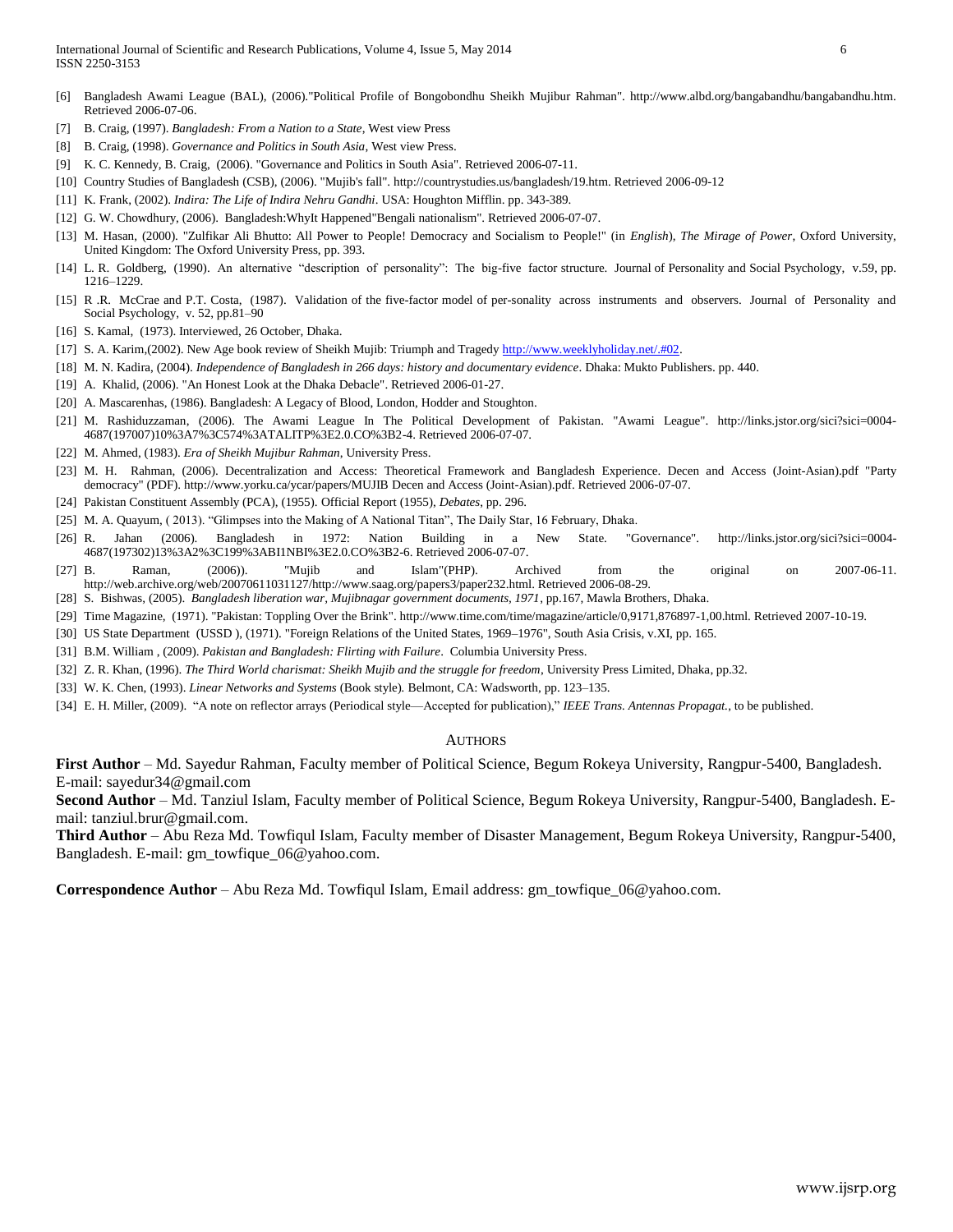[6] Bangladesh Awami League (BAL), (2006)."Political Profile of Bongobondhu Sheikh Mujibur Rahman". http://www.albd.org/bangabandhu/bangabandhu.htm. Retrieved 2006-07-06.

[7] B. Craig, (1997). *Bangladesh: From a Nation to a State*, West view Press

[8] B. Craig, (1998). *Governance and Politics in South Asia*, West view Press.

[9] K. C. Kennedy, B. Craig, (2006). "Governance and Politics in South Asia". Retrieved 2006-07-11.

[10] Country Studies of Bangladesh (CSB), (2006). "Mujib's fall". http://countrystudies.us/bangladesh/19.htm. Retrieved 2006-09-12

[11] K. Frank, (2002). *Indira: The Life of Indira Nehru Gandhi*. USA: Houghton Mifflin. pp. 343-389.

[12] G. W. Chowdhury, (2006). Bangladesh:WhyIt Happened"Bengali nationalism". Retrieved 2006-07-07.

[13] M. Hasan, (2000). "Zulfikar Ali Bhutto: All Power to People! Democracy and Socialism to People!" (in *English*), *The Mirage of Power*, Oxford University, United Kingdom: The Oxford University Press, pp. 393.

[14] L. R. Goldberg, (1990). An alternative "description of personality": The big-five factor structure. Journal of Personality and Social Psychology, v.59, pp. 1216–1229.

[15] R .R. McCrae and P.T. Costa, (1987). Validation of the five-factor model of per-sonality across instruments and observers. Journal of Personality and Social Psychology, v. 52, pp.81–90

[16] S. Kamal, (1973). Interviewed, 26 October, Dhaka.

[17] S. A. Karim,(2002). New Age book review of Sheikh Mujib: Triumph and Tragedy http://www.weeklyholiday.net/.#02.

[18] M. N. Kadira, (2004). *Independence of Bangladesh in 266 days: history and documentary evidence*. Dhaka: Mukto Publishers. pp. 440.

[19] A. Khalid, (2006). "An Honest Look at the Dhaka Debacle". Retrieved 2006-01-27.

[20] A. Mascarenhas, (1986). Bangladesh: A Legacy of Blood, London, Hodder and Stoughton.

[21] M. Rashiduzzaman, (2006). The Awami League In The Political Development of Pakistan. "Awami League". http://links.jstor.org/sici?sici=0004-4687(197007)10%3A7%3C574%3ATALITP%3E2.0.CO%3B2-4. Retrieved 2006-07-07.

[22] M. Ahmed, (1983). *Era of Sheikh Mujibur Rahman*, University Press.

[23] M. H. Rahman, (2006). Decentralization and Access: Theoretical Framework and Bangladesh Experience. Decen and Access (Joint-Asian).pdf "Party democracy" (PDF). http://www.yorku.ca/ycar/papers/MUJIB Decen and Access (Joint-Asian).pdf. Retrieved 2006-07-07.

[24] Pakistan Constituent Assembly (PCA), (1955). Official Report (1955), *Debates*, pp. 296.

[25] M. A. Quayum, ( 2013). "Glimpses into the Making of A National Titan", The Daily Star, 16 February, Dhaka.

[26] R. Jahan (2006). Bangladesh in 1972: Nation Building in a New State. "Governance". http://links.jstor.org/sici?sici=0004-4687(197302)13%3A2%3C199%3ABI1NBI%3E2.0.CO%3B2-6. Retrieved 2006-07-07.

[27] B. Raman, (2006)). "Mujib and Islam"(PHP). Archived from the original on 2007-06-11. http://web.archive.org/web/20070611031127/http://www.saag.org/papers3/paper232.html. Retrieved 2006-08-29.

[28] S. Bishwas, (2005). *Bangladesh liberation war, Mujibnagar government documents, 1971*, pp.167, Mawla Brothers, Dhaka.

[29] Time Magazine, (1971). "Pakistan: Toppling Over the Brink". http://www.time.com/time/magazine/article/0,9171,876897-1,00.html. Retrieved 2007-10-19.

[30] US State Department (USSD ), (1971). "Foreign Relations of the United States, 1969–1976", South Asia Crisis, v.XI, pp. 165.

[31] B.M. William , (2009). *Pakistan and Bangladesh: Flirting with Failure*. Columbia University Press.

[32] Z. R. Khan, (1996). *The Third World charismat: Sheikh Mujib and the struggle for freedom*, University Press Limited, Dhaka, pp.32.

[33] W. K. Chen, (1993). *Linear Networks and Systems* (Book style). Belmont, CA: Wadsworth, pp. 123–135.

[34] E. H. Miller, (2009). "A note on reflector arrays (Periodical style—Accepted for publication)," *IEEE Trans. Antennas Propagat.*, to be published.

## AUTHORS

**First Author** – Md. Sayedur Rahman, Faculty member of Political Science, Begum Rokeya University, Rangpur-5400, Bangladesh. E-mail: sayedur34@gmail.com

**Second Author** – Md. Tanziul Islam, Faculty member of Political Science, Begum Rokeya University, Rangpur-5400, Bangladesh. E-mail: tanziul.brur@gmail.com.

**Third Author** – Abu Reza Md. Towfiqul Islam, Faculty member of Disaster Management, Begum Rokeya University, Rangpur-5400, Bangladesh. E-mail: gm_towfique_06@yahoo.com.

**Correspondence Author** – Abu Reza Md. Towfiqul Islam, Email address: gm_towfique_06@yahoo.com.